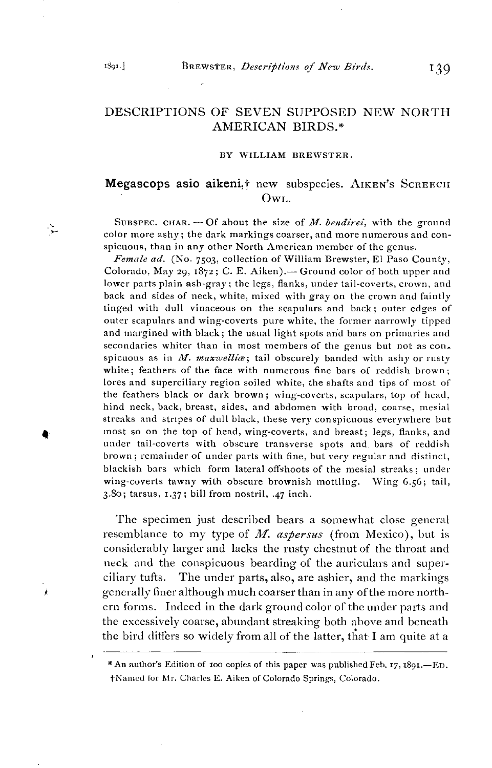# DESCRIPTIONS OF SEVEN SUPPOSED NEW NORTH AMERICAN BIRDS.*

BY WILLIAM BREWSTER.

## **Megascops asio aikeni,**† new subspecies. AIKEN'S SCREECH OWL.

SUBSPEC. CHAR. — Of about the size of *M. bendirei*, with the ground color more ashy; the dark markings coarser, and more numerous and conspicuous, than in any other North American member of the genus.

*Female ad.* (No. 7503, collection of William Brewster, El Paso County, Colorado, May 29, 1872; C. E. Aiken).— Ground color of both upper and lower parts plain ash-gray; the legs, flanks, under tail-coverts, crown, and back and sides of neck, white, mixed with gray on the crown and faintly tinged with dull vinaceous on the scapulars and back; outer edges of outer scapulars and wing-coverts pure white, the former narrowly tipped and margined with black; the usual light spots and bars on primaries and secondaries whiter than in most members of the genus but not as conspicuous as in *M. maxwelliæ*; tail obscurely banded with ashy or rusty white; feathers of the face with numerous fine bars of reddish brown; lores and superciliary region soiled white, the shafts and tips of most of the feathers black or dark brown; wing-coverts, scapulars, top of head, hind neck, back, breast, sides, and abdomen with broad, coarse, mesial streaks and stripes of dull black, these very conspicuous everywhere but most so on the top of head, wing-coverts, and breast; legs, flanks, and under tail-coverts with obscure transverse spots and bars of reddish brown; remainder of under parts with fine, but very regular and distinct, blackish bars which form lateral offshoots of the mesial streaks; under wing-coverts tawny with obscure brownish mottling. Wing 6.56; tail, 3.80; tarsus, 1.37; bill from nostril, .47 inch.

The specimen just described bears a somewhat close general resemblance to my type of *M. aspersus* (from Mexico), but is considerably larger and lacks the rusty chestnut of the throat and neck and the conspicuous bearding of the auriculars and superciliary tufts. The under parts, also, are ashier, and the markings generally finer although much coarser than in any of the more northern forms. Indeed in the dark ground color of the under parts and the excessively coarse, abundant streaking both above and beneath the bird differs so widely from all of the latter, that I am quite at a

---

\* An author's Edition of 100 copies of this paper was published Feb. 17, 1891.—ED.

†Named for Mr. Charles E. Aiken of Colorado Springs, Colorado.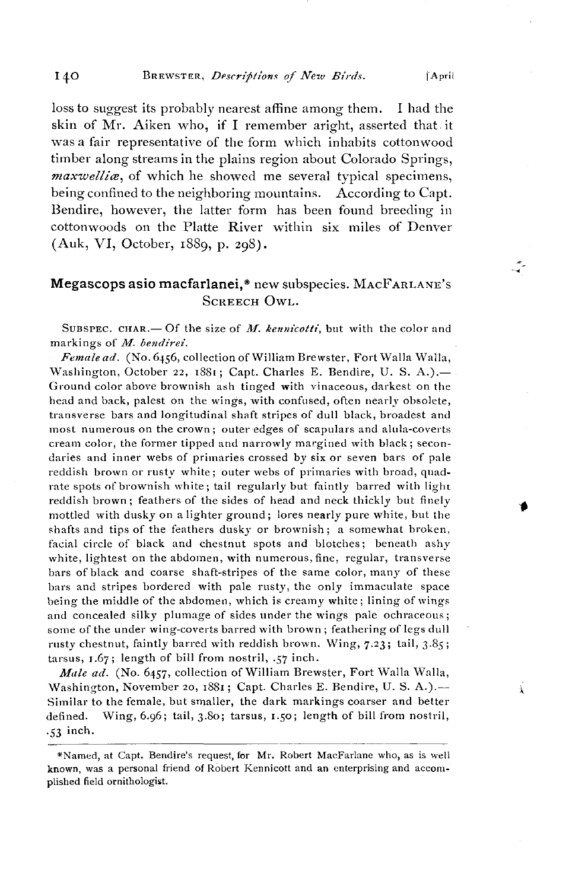loss to suggest its probably nearest affine among them. I had the skin of Mr. Aiken who, if I remember aright, asserted that it was a fair representative of the form which inhabits cottonwood timber along streams in the plains region about Colorado Springs, *maxwelliæ*, of which he showed me several typical specimens, being confined to the neighboring mountains. According to Capt. Bendire, however, the latter form has been found breeding in cottonwoods on the Platte River within six miles of Denver (Auk, VI, October, 1889, p. 298).

## Megascops asio macfarlanei,* new subspecies. MacFarlane's Screech Owl.

SUBSPEC. CHAR.— Of the size of *M. kennicotti*, but with the color and markings of *M. bendirei*.

*Female ad.* (No. 6456, collection of William Brewster, Fort Walla Walla, Washington, October 22, 1881; Capt. Charles E. Bendire, U. S. A.).— Ground color above brownish ash tinged with vinaceous, darkest on the head and back, palest on the wings, with confused, often nearly obsolete, transverse bars and longitudinal shaft stripes of dull black, broadest and most numerous on the crown; outer edges of scapulars and alula-coverts cream color, the former tipped and narrowly margined with black; secondaries and inner webs of primaries crossed by six or seven bars of pale reddish brown or rusty white; outer webs of primaries with broad, quadrate spots of brownish white; tail regularly but faintly barred with light reddish brown; feathers of the sides of head and neck thickly but finely mottled with dusky on a lighter ground; lores nearly pure white, but the shafts and tips of the feathers dusky or brownish; a somewhat broken, facial circle of black and chestnut spots and blotches; beneath ashy white, lightest on the abdomen, with numerous, fine, regular, transverse bars of black and coarse shaft-stripes of the same color, many of these bars and stripes bordered with pale rusty, the only immaculate space being the middle of the abdomen, which is creamy white; lining of wings and concealed silky plumage of sides under the wings pale ochraceous; some of the under wing-coverts barred with brown; feathering of legs dull rusty chestnut, faintly barred with reddish brown. Wing, 7.23; tail, 3.85; tarsus, 1.67; length of bill from nostril, .57 inch.

*Male ad.* (No. 6457, collection of William Brewster, Fort Walla Walla, Washington, November 20, 1881; Capt. Charles E. Bendire, U. S. A.).— Similar to the female, but smaller, the dark markings coarser and better defined. Wing, 6.96; tail, 3.80; tarsus, 1.50; length of bill from nostril, .53 inch.

---

*Named, at Capt. Bendire's request, for Mr. Robert MacFarlane who, as is well known, was a personal friend of Robert Kennicott and an enterprising and accomplished field ornithologist.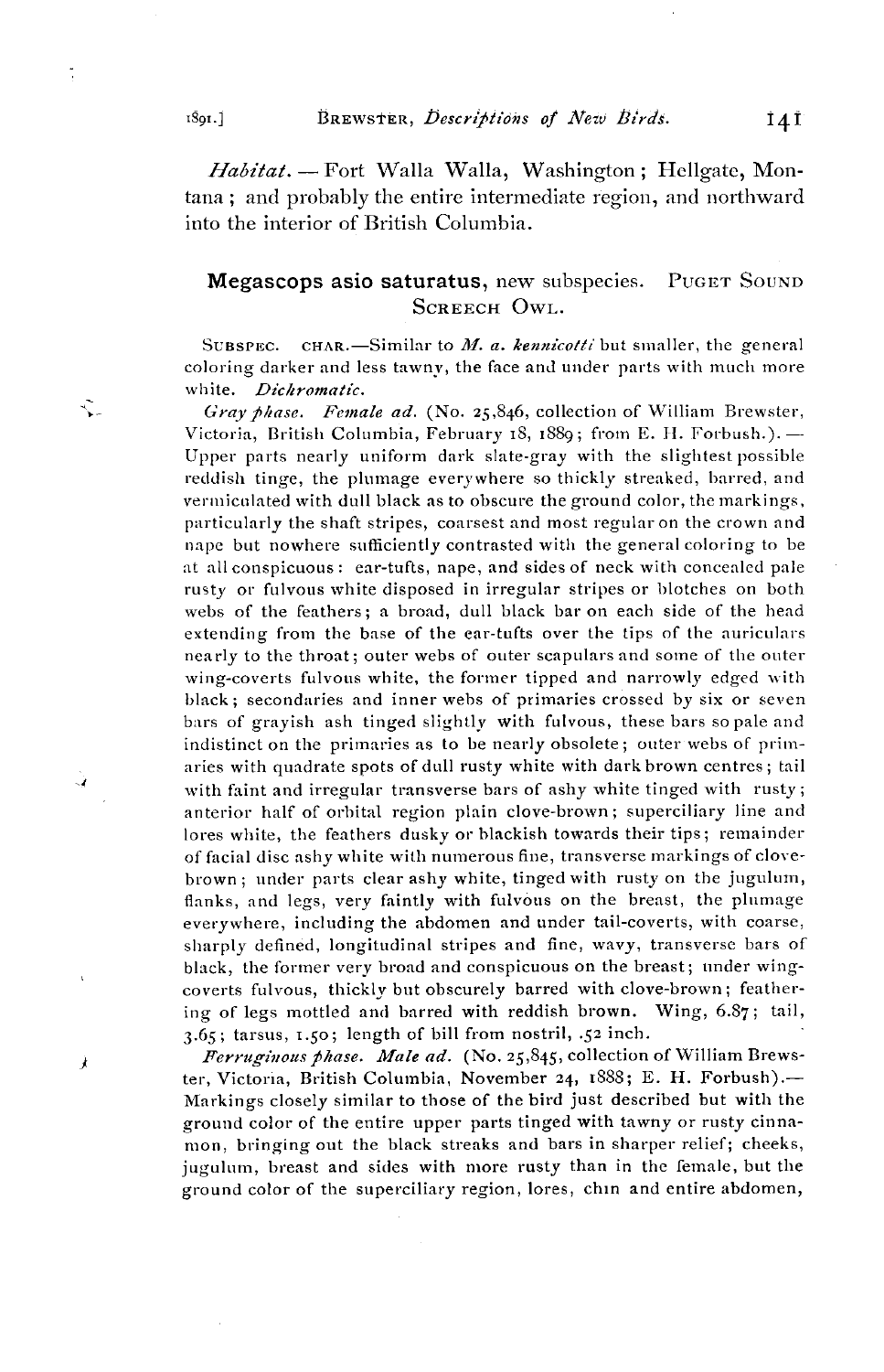*Habitat.* — Fort Walla Walla, Washington; Hellgate, Montana; and probably the entire intermediate region, and northward into the interior of British Columbia.

## **Megascops asio saturatus**, new subspecies. PUGET SOUND SCREECH OWL.

SUBSPEC. CHAR.—Similar to *M. a. kennicotti* but smaller, the general coloring darker and less tawny, the face and under parts with much more white. *Dichromatic.*

*Gray phase. Female ad.* (No. 25,846, collection of William Brewster, Victoria, British Columbia, February 18, 1889; from E. H. Forbush.).—Upper parts nearly uniform dark slate-gray with the slightest possible reddish tinge, the plumage everywhere so thickly streaked, barred, and vermiculated with dull black as to obscure the ground color, the markings, particularly the shaft stripes, coarsest and most regular on the crown and nape but nowhere sufficiently contrasted with the general coloring to be at all conspicuous: ear-tufts, nape, and sides of neck with concealed pale rusty or fulvous white disposed in irregular stripes or blotches on both webs of the feathers; a broad, dull black bar on each side of the head extending from the base of the ear-tufts over the tips of the auriculars nearly to the throat; outer webs of outer scapulars and some of the outer wing-coverts fulvous white, the former tipped and narrowly edged with black; secondaries and inner webs of primaries crossed by six or seven bars of grayish ash tinged slightly with fulvous, these bars so pale and indistinct on the primaries as to be nearly obsolete; outer webs of primaries with quadrate spots of dull rusty white with dark brown centres; tail with faint and irregular transverse bars of ashy white tinged with rusty; anterior half of orbital region plain clove-brown; superciliary line and lores white, the feathers dusky or blackish towards their tips; remainder of facial disc ashy white with numerous fine, transverse markings of clove-brown; under parts clear ashy white, tinged with rusty on the jugulum, flanks, and legs, very faintly with fulvous on the breast, the plumage everywhere, including the abdomen and under tail-coverts, with coarse, sharply defined, longitudinal stripes and fine, wavy, transverse bars of black, the former very broad and conspicuous on the breast; under wing-coverts fulvous, thickly but obscurely barred with clove-brown; feathering of legs mottled and barred with reddish brown. Wing, 6.87; tail, 3.65; tarsus, 1.50; length of bill from nostril, .52 inch.

*Ferruginous phase. Male ad.* (No. 25,845, collection of William Brewster, Victoria, British Columbia, November 24, 1888; E. H. Forbush).—Markings closely similar to those of the bird just described but with the ground color of the entire upper parts tinged with tawny or rusty cinnamon, bringing out the black streaks and bars in sharper relief; cheeks, jugulum, breast and sides with more rusty than in the female, but the ground color of the superciliary region, lores, chin and entire abdomen,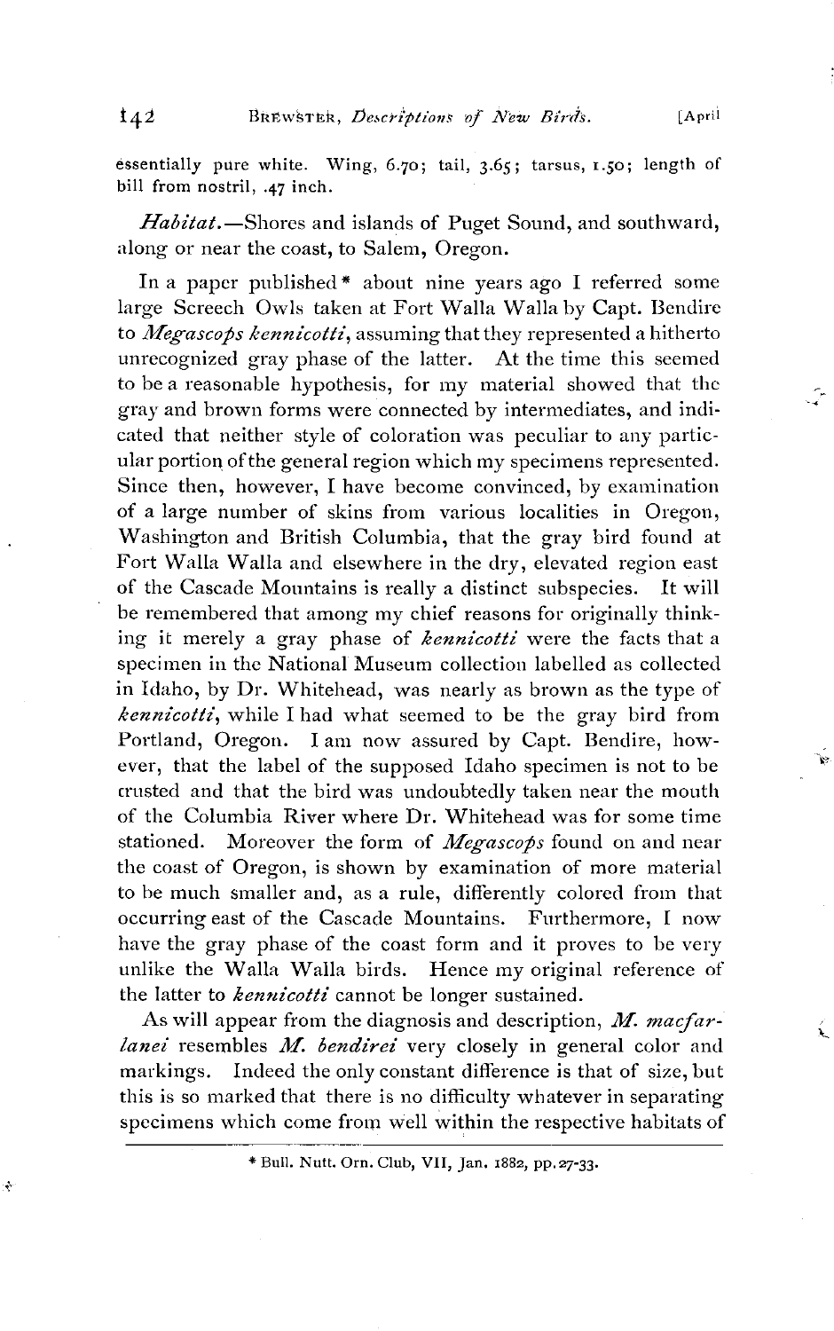essentially pure white. Wing, 6.70; tail, 3.65; tarsus, 1.50; length of bill from nostril, .47 inch.

*Habitat.*—Shores and islands of Puget Sound, and southward, along or near the coast, to Salem, Oregon.

In a paper published* about nine years ago I referred some large Screech Owls taken at Fort Walla Walla by Capt. Bendire to *Megascops kennicotti*, assuming that they represented a hitherto unrecognized gray phase of the latter. At the time this seemed to be a reasonable hypothesis, for my material showed that the gray and brown forms were connected by intermediates, and indicated that neither style of coloration was peculiar to any particular portion of the general region which my specimens represented. Since then, however, I have become convinced, by examination of a large number of skins from various localities in Oregon, Washington and British Columbia, that the gray bird found at Fort Walla Walla and elsewhere in the dry, elevated region east of the Cascade Mountains is really a distinct subspecies. It will be remembered that among my chief reasons for originally thinking it merely a gray phase of *kennicotti* were the facts that a specimen in the National Museum collection labelled as collected in Idaho, by Dr. Whitehead, was nearly as brown as the type of *kennicotti*, while I had what seemed to be the gray bird from Portland, Oregon. I am now assured by Capt. Bendire, however, that the label of the supposed Idaho specimen is not to be trusted and that the bird was undoubtedly taken near the mouth of the Columbia River where Dr. Whitehead was for some time stationed. Moreover the form of *Megascops* found on and near the coast of Oregon, is shown by examination of more material to be much smaller and, as a rule, differently colored from that occurring east of the Cascade Mountains. Furthermore, I now have the gray phase of the coast form and it proves to be very unlike the Walla Walla birds. Hence my original reference of the latter to *kennicotti* cannot be longer sustained.

As will appear from the diagnosis and description, *M. macfarlanei* resembles *M. bendirei* very closely in general color and markings. Indeed the only constant difference is that of size, but this is so marked that there is no difficulty whatever in separating specimens which come from well within the respective habitats of

* Bull. Nutt. Orn. Club, VII, Jan. 1882, pp. 27-33.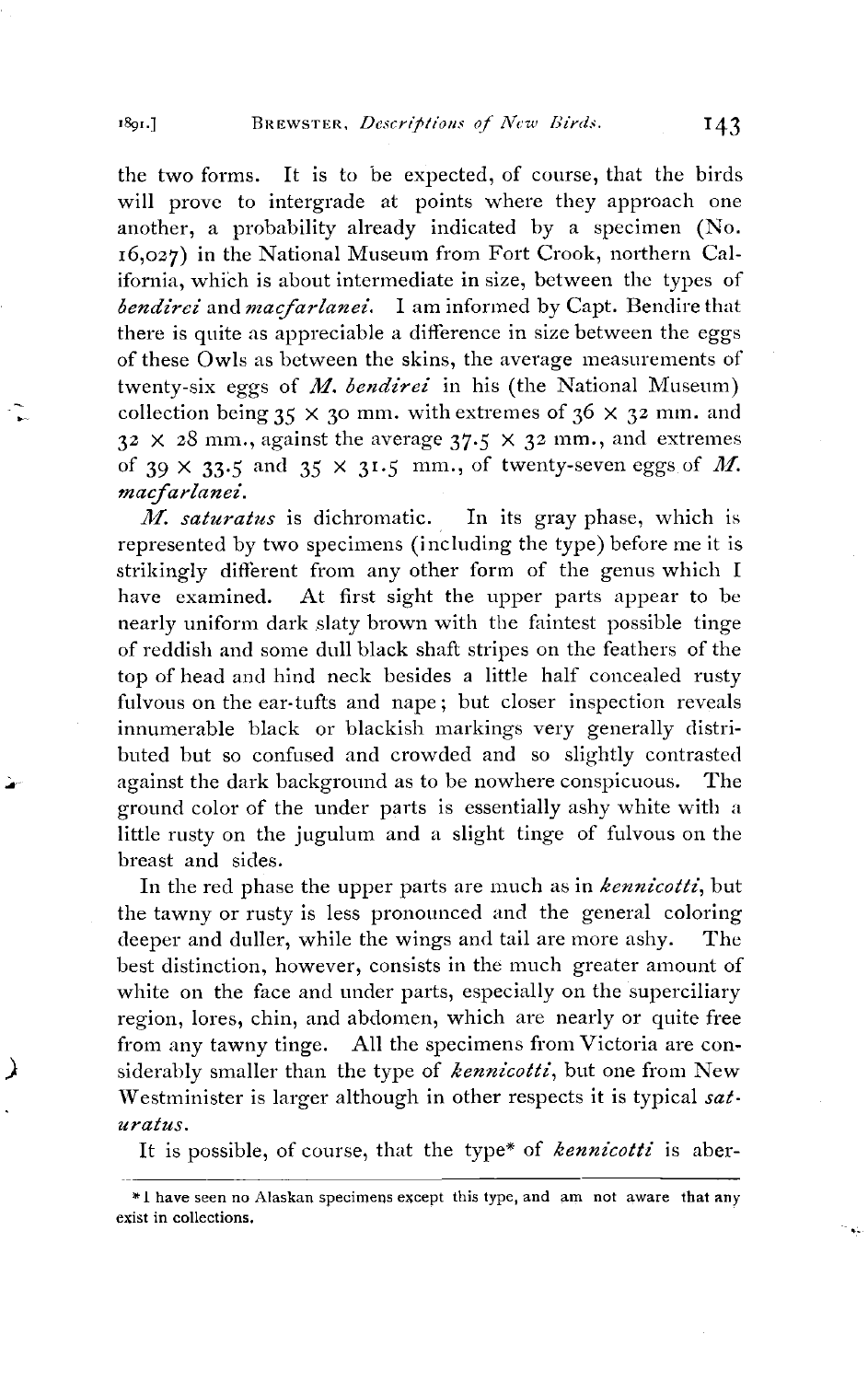the two forms. It is to be expected, of course, that the birds will prove to intergrade at points where they approach one another, a probability already indicated by a specimen (No. 16,027) in the National Museum from Fort Crook, northern California, which is about intermediate in size, between the types of *bendirei* and *macfarlanei*. I am informed by Capt. Bendire that there is quite as appreciable a difference in size between the eggs of these Owls as between the skins, the average measurements of twenty-six eggs of *M. bendirei* in his (the National Museum) collection being 35 × 30 mm. with extremes of 36 × 32 mm. and 32 × 28 mm., against the average 37.5 × 32 mm., and extremes of 39 × 33.5 and 35 × 31.5 mm., of twenty-seven eggs of *M. macfarlanei*.

*M. saturatus* is dichromatic. In its gray phase, which is represented by two specimens (including the type) before me it is strikingly different from any other form of the genus which I have examined. At first sight the upper parts appear to be nearly uniform dark slaty brown with the faintest possible tinge of reddish and some dull black shaft stripes on the feathers of the top of head and hind neck besides a little half concealed rusty fulvous on the ear-tufts and nape; but closer inspection reveals innumerable black or blackish markings very generally distributed but so confused and crowded and so slightly contrasted against the dark background as to be nowhere conspicuous. The ground color of the under parts is essentially ashy white with a little rusty on the jugulum and a slight tinge of fulvous on the breast and sides.

In the red phase the upper parts are much as in *kennicotti*, but the tawny or rusty is less pronounced and the general coloring deeper and duller, while the wings and tail are more ashy. The best distinction, however, consists in the much greater amount of white on the face and under parts, especially on the superciliary region, lores, chin, and abdomen, which are nearly or quite free from any tawny tinge. All the specimens from Victoria are considerably smaller than the type of *kennicotti*, but one from New Westminister is larger although in other respects it is typical *saturatus*.

It is possible, of course, that the type* of *kennicotti* is aber-

---

* I have seen no Alaskan specimens except this type, and am not aware that any exist in collections.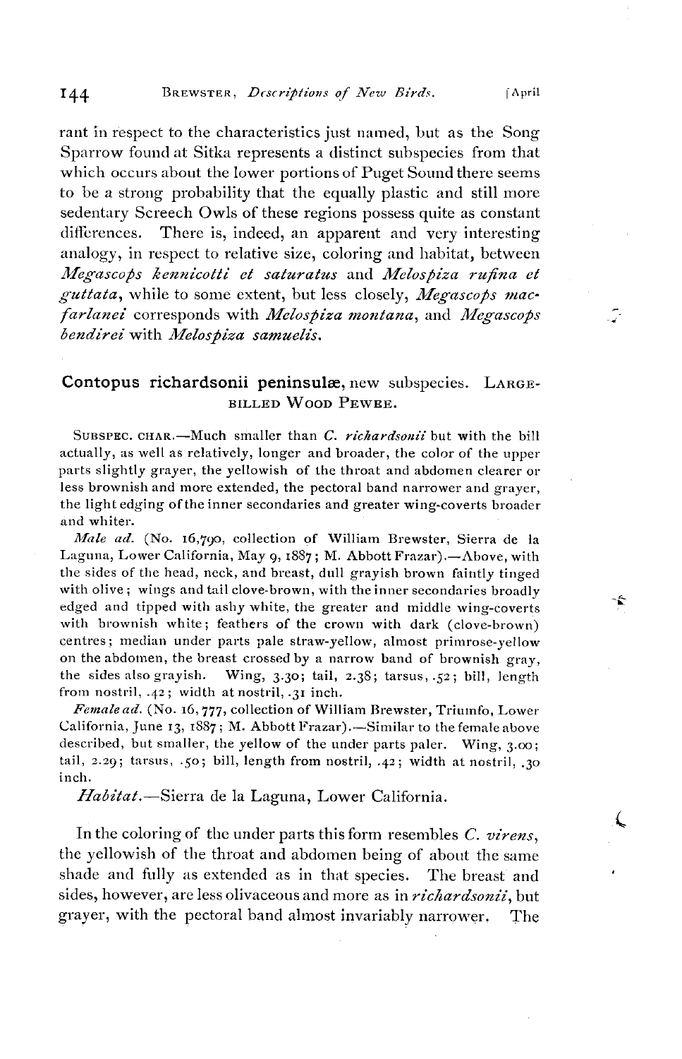rant in respect to the characteristics just named, but as the Song Sparrow found at Sitka represents a distinct subspecies from that which occurs about the lower portions of Puget Sound there seems to be a strong probability that the equally plastic and still more sedentary Screech Owls of these regions possess quite as constant differences. There is, indeed, an apparent and very interesting analogy, in respect to relative size, coloring and habitat, between *Megascops kennicotti et saturatus* and *Melospiza rufina et guttata*, while to some extent, but less closely, *Megascops macfarlanei* corresponds with *Melospiza montana*, and *Megascops bendirei* with *Melospiza samuelis*.

## Contopus richardsonii peninsulæ, new subspecies. LARGE-BILLED WOOD PEWEE.

SUBSPEC. CHAR.—Much smaller than *C. richardsonii* but with the bill actually, as well as relatively, longer and broader, the color of the upper parts slightly grayer, the yellowish of the throat and abdomen clearer or less brownish and more extended, the pectoral band narrower and grayer, the light edging of the inner secondaries and greater wing-coverts broader and whiter.

*Male ad.* (No. 16,790, collection of William Brewster, Sierra de la Laguna, Lower California, May 9, 1887; M. Abbott Frazar).—Above, with the sides of the head, neck, and breast, dull grayish brown faintly tinged with olive; wings and tail clove-brown, with the inner secondaries broadly edged and tipped with ashy white, the greater and middle wing-coverts with brownish white; feathers of the crown with dark (clove-brown) centres; median under parts pale straw-yellow, almost primrose-yellow on the abdomen, the breast crossed by a narrow band of brownish gray, the sides also grayish. Wing, 3.30; tail, 2.38; tarsus, .52; bill, length from nostril, .42; width at nostril, .31 inch.

*Female ad.* (No. 16,777, collection of William Brewster, Triumfo, Lower California, June 13, 1887; M. Abbott Frazar).—Similar to the female above described, but smaller, the yellow of the under parts paler. Wing, 3.00; tail, 2.29; tarsus, .50; bill, length from nostril, .42; width at nostril, .30 inch.

*Habitat.*—Sierra de la Laguna, Lower California.

In the coloring of the under parts this form resembles *C. virens*, the yellowish of the throat and abdomen being of about the same shade and fully as extended as in that species. The breast and sides, however, are less olivaceous and more as in *richardsonii*, but grayer, with the pectoral band almost invariably narrower. The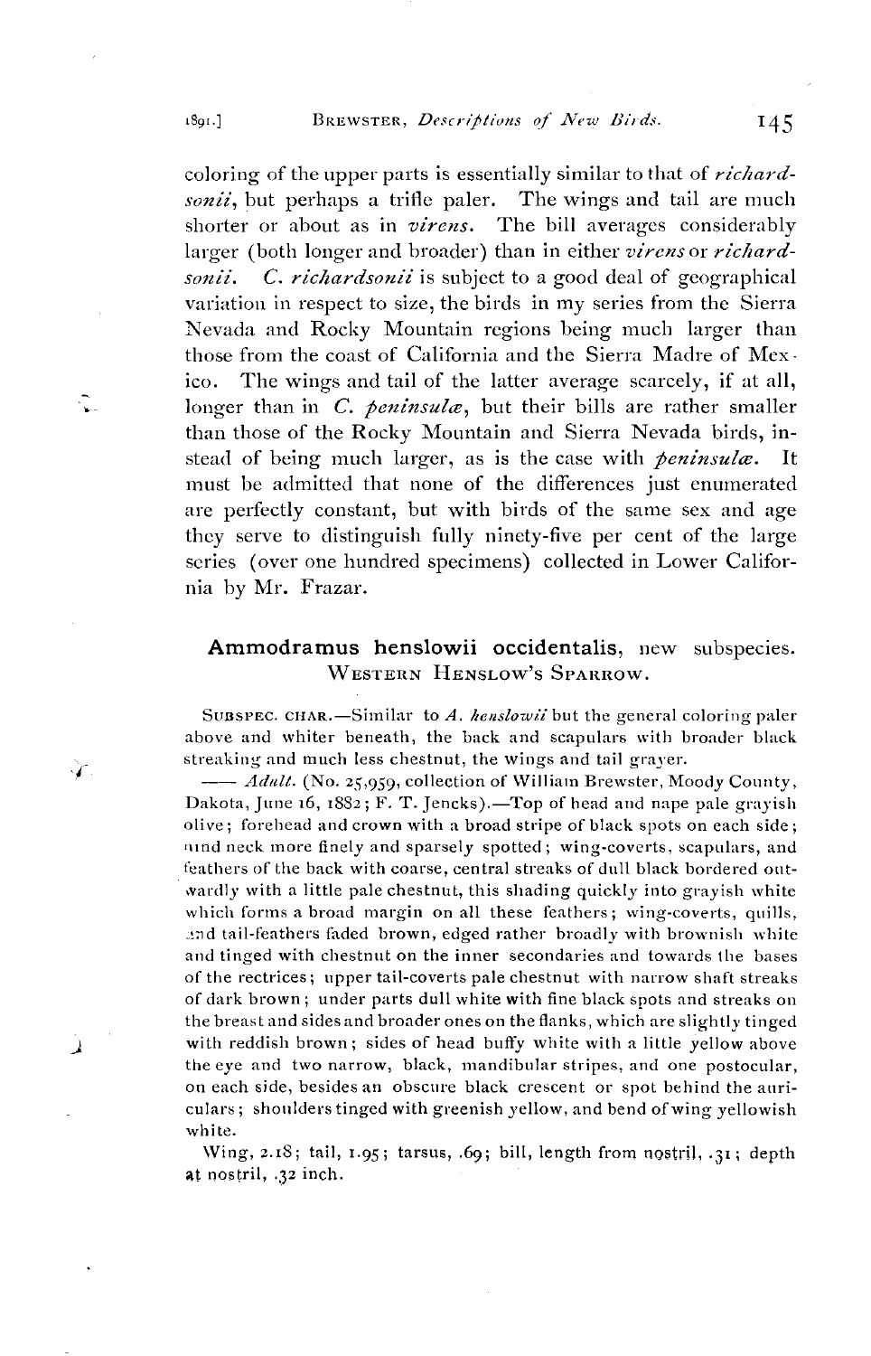coloring of the upper parts is essentially similar to that of *richardsonii*, but perhaps a trifle paler. The wings and tail are much shorter or about as in *virens*. The bill averages considerably larger (both longer and broader) than in either *virens* or *richardsonii*. *C. richardsonii* is subject to a good deal of geographical variation in respect to size, the birds in my series from the Sierra Nevada and Rocky Mountain regions being much larger than those from the coast of California and the Sierra Madre of Mexico. The wings and tail of the latter average scarcely, if at all, longer than in *C. peninsulæ*, but their bills are rather smaller than those of the Rocky Mountain and Sierra Nevada birds, instead of being much larger, as is the case with *peninsulæ*. It must be admitted that none of the differences just enumerated are perfectly constant, but with birds of the same sex and age they serve to distinguish fully ninety-five per cent of the large series (over one hundred specimens) collected in Lower California by Mr. Frazar.

## **Ammodramus henslowii occidentalis**, new subspecies. WESTERN HENSLOW'S SPARROW.

SUBSPEC. CHAR.—Similar to *A. henslowii* but the general coloring paler above and whiter beneath, the back and scapulars with broader black streaking and much less chestnut, the wings and tail grayer.

—— *Adult.* (No. 25,959, collection of William Brewster, Moody County, Dakota, June 16, 1882; F. T. Jencks).—Top of head and nape pale grayish olive; forehead and crown with a broad stripe of black spots on each side; hind neck more finely and sparsely spotted; wing-coverts, scapulars, and feathers of the back with coarse, central streaks of dull black bordered outwardly with a little pale chestnut, this shading quickly into grayish white which forms a broad margin on all these feathers; wing-coverts, quills, and tail-feathers faded brown, edged rather broadly with brownish white and tinged with chestnut on the inner secondaries and towards the bases of the rectrices; upper tail-coverts pale chestnut with narrow shaft streaks of dark brown; under parts dull white with fine black spots and streaks on the breast and sides and broader ones on the flanks, which are slightly tinged with reddish brown; sides of head buffy white with a little yellow above the eye and two narrow, black, mandibular stripes, and one postocular, on each side, besides an obscure black crescent or spot behind the auriculars; shoulders tinged with greenish yellow, and bend of wing yellowish white.

Wing, 2.18; tail, 1.95; tarsus, .69; bill, length from nostril, .31; depth at nostril, .32 inch.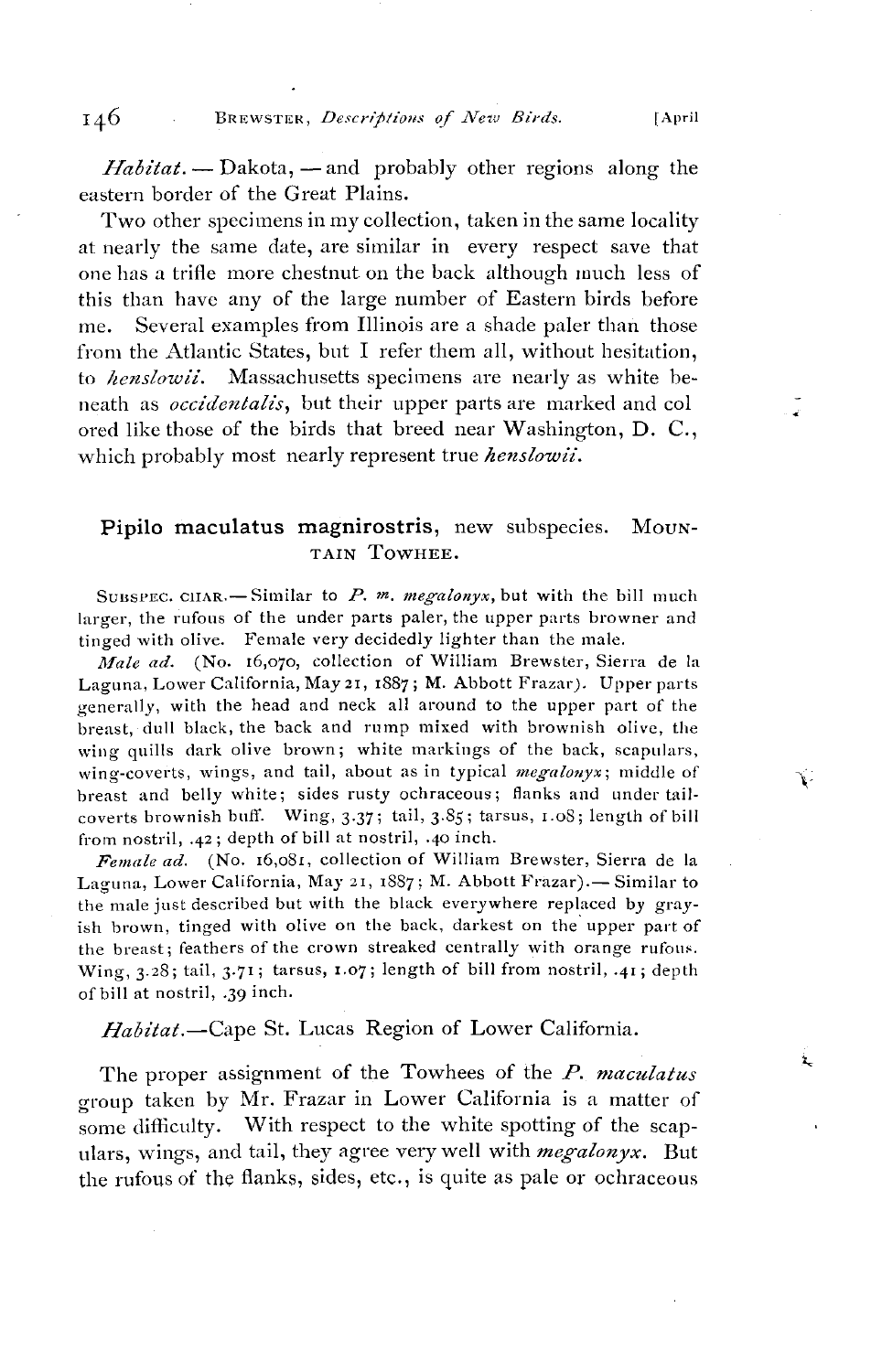*Habitat.* — Dakota, — and probably other regions along the eastern border of the Great Plains.

Two other specimens in my collection, taken in the same locality at nearly the same date, are similar in every respect save that one has a trifle more chestnut on the back although much less of this than have any of the large number of Eastern birds before me. Several examples from Illinois are a shade paler than those from the Atlantic States, but I refer them all, without hesitation, to *henslowii*. Massachusetts specimens are nearly as white beneath as *occidentalis*, but their upper parts are marked and colored like those of the birds that breed near Washington, D. C., which probably most nearly represent true *henslowii*.

## Pipilo maculatus magnirostris, new subspecies. Mountain Towhee.

Subspec. char. — Similar to *P. m. megalonyx*, but with the bill much larger, the rufous of the under parts paler, the upper parts browner and tinged with olive. Female very decidedly lighter than the male.

*Male ad.* (No. 16,070, collection of William Brewster, Sierra de la Laguna, Lower California, May 21, 1887; M. Abbott Frazar). Upper parts generally, with the head and neck all around to the upper part of the breast, dull black, the back and rump mixed with brownish olive, the wing quills dark olive brown; white markings of the back, scapulars, wing-coverts, wings, and tail, about as in typical *megalonyx*; middle of breast and belly white; sides rusty ochraceous; flanks and under tail-coverts brownish buff. Wing, 3.37; tail, 3.85; tarsus, 1.08; length of bill from nostril, .42; depth of bill at nostril, .40 inch.

*Female ad.* (No. 16,081, collection of William Brewster, Sierra de la Laguna, Lower California, May 21, 1887; M. Abbott Frazar). — Similar to the male just described but with the black everywhere replaced by grayish brown, tinged with olive on the back, darkest on the upper part of the breast; feathers of the crown streaked centrally with orange rufous. Wing, 3.28; tail, 3.71; tarsus, 1.07; length of bill from nostril, .41; depth of bill at nostril, .39 inch.

*Habitat.*—Cape St. Lucas Region of Lower California.

The proper assignment of the Towhees of the *P. maculatus* group taken by Mr. Frazar in Lower California is a matter of some difficulty. With respect to the white spotting of the scapulars, wings, and tail, they agree very well with *megalonyx*. But the rufous of the flanks, sides, etc., is quite as pale or ochraceous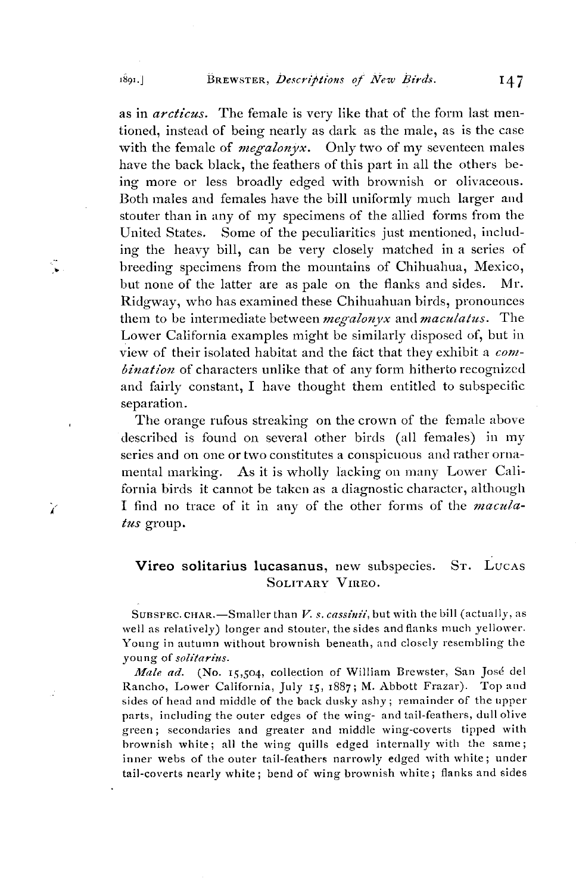as in *arcticus*. The female is very like that of the form last mentioned, instead of being nearly as dark as the male, as is the case with the female of *megalonyx*. Only two of my seventeen males have the back black, the feathers of this part in all the others being more or less broadly edged with brownish or olivaceous. Both males and females have the bill uniformly much larger and stouter than in any of my specimens of the allied forms from the United States. Some of the peculiarities just mentioned, including the heavy bill, can be very closely matched in a series of breeding specimens from the mountains of Chihuahua, Mexico, but none of the latter are as pale on the flanks and sides. Mr. Ridgway, who has examined these Chihuahuan birds, pronounces them to be intermediate between *megalonyx* and *maculatus*. The Lower California examples might be similarly disposed of, but in view of their isolated habitat and the fact that they exhibit a *combination* of characters unlike that of any form hitherto recognized and fairly constant, I have thought them entitled to subspecific separation.

The orange rufous streaking on the crown of the female above described is found on several other birds (all females) in my series and on one or two constitutes a conspicuous and rather ornamental marking. As it is wholly lacking on many Lower California birds it cannot be taken as a diagnostic character, although I find no trace of it in any of the other forms of the *maculatus* group.

## **Vireo solitarius lucasanus**, new subspecies. ST. LUCAS SOLITARY VIREO.

SUBSPEC. CHAR.—Smaller than *V. s. cassinii*, but with the bill (actually, as well as relatively) longer and stouter, the sides and flanks much yellower. Young in autumn without brownish beneath, and closely resembling the young of *solitarius*.

*Male ad.* (No. 15,504, collection of William Brewster, San José del Rancho, Lower California, July 15, 1887; M. Abbott Frazar). Top and sides of head and middle of the back dusky ashy; remainder of the upper parts, including the outer edges of the wing- and tail-feathers, dull olive green; secondaries and greater and middle wing-coverts tipped with brownish white; all the wing quills edged internally with the same; inner webs of the outer tail-feathers narrowly edged with white; under tail-coverts nearly white; bend of wing brownish white; flanks and sides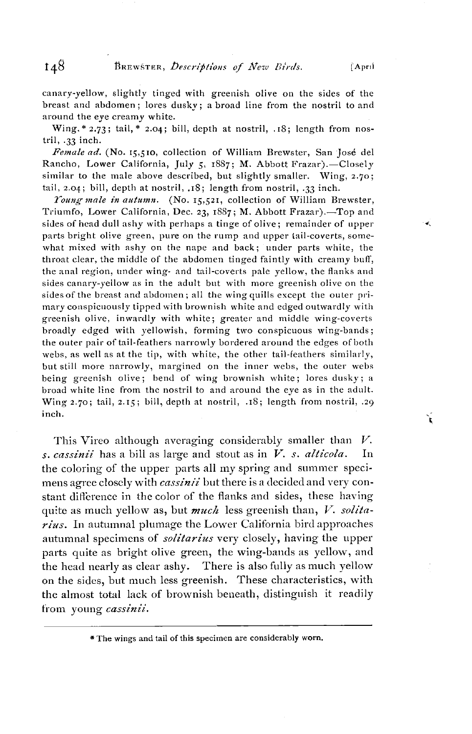canary-yellow, slightly tinged with greenish olive on the sides of the breast and abdomen; lores dusky; a broad line from the nostril to and around the eye creamy white.

Wing,* 2.73; tail,* 2.04; bill, depth at nostril, .18; length from nostril, .33 inch.

*Female ad.* (No. 15,510, collection of William Brewster, San José del Rancho, Lower California, July 5, 1887; M. Abbott Frazar).—Closely similar to the male above described, but slightly smaller. Wing, 2.70; tail, 2.04; bill, depth at nostril, .18; length from nostril, .33 inch.

*Young male in autumn.* (No. 15,521, collection of William Brewster, Triumfo, Lower California, Dec. 23, 1887; M. Abbott Frazar).—Top and sides of head dull ashy with perhaps a tinge of olive; remainder of upper parts bright olive green, pure on the rump and upper tail-coverts, somewhat mixed with ashy on the nape and back; under parts white, the throat clear, the middle of the abdomen tinged faintly with creamy buff, the anal region, under wing- and tail-coverts pale yellow, the flanks and sides canary-yellow as in the adult but with more greenish olive on the sides of the breast and abdomen; all the wing quills except the outer primary conspicuously tipped with brownish white and edged outwardly with greenish olive, inwardly with white; greater and middle wing-coverts broadly edged with yellowish, forming two conspicuous wing-bands; the outer pair of tail-feathers narrowly bordered around the edges of both webs, as well as at the tip, with white, the other tail-feathers similarly, but still more narrowly, margined on the inner webs, the outer webs being greenish olive; bend of wing brownish white; lores dusky; a broad white line from the nostril to and around the eye as in the adult. Wing 2.70; tail, 2.15; bill, depth at nostril, .18; length from nostril, .29 inch.

This Vireo although averaging considerably smaller than *V. s. cassinii* has a bill as large and stout as in *V. s. alticola*. In the coloring of the upper parts all my spring and summer specimens agree closely with *cassinii* but there is a decided and very constant difference in the color of the flanks and sides, these having quite as much yellow as, but ***much*** less greenish than, *V. solitarius*. In autumnal plumage the Lower California bird approaches autumnal specimens of *solitarius* very closely, having the upper parts quite as bright olive green, the wing-bands as yellow, and the head nearly as clear ashy. There is also fully as much yellow on the sides, but much less greenish. These characteristics, with the almost total lack of brownish beneath, distinguish it readily from young *cassinii*.

---

* The wings and tail of this specimen are considerably worn.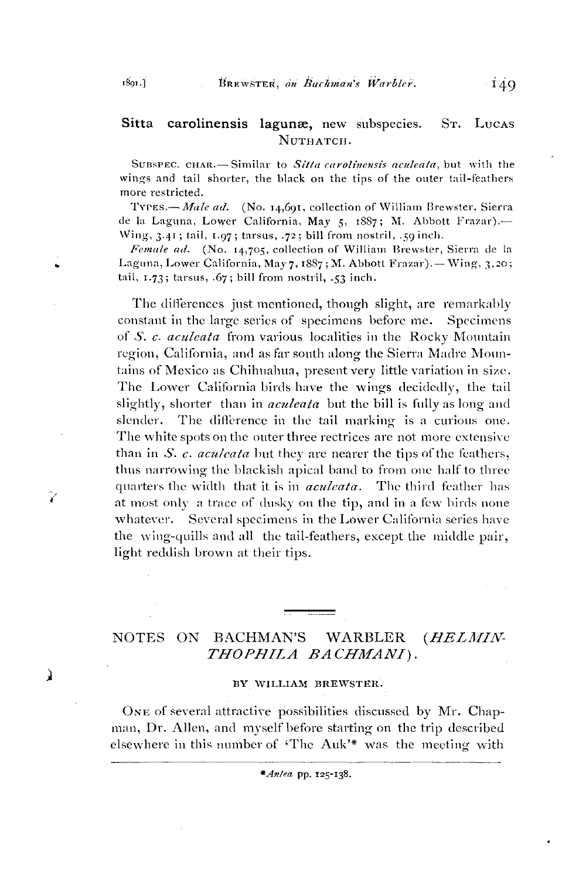**Sitta carolinensis lagunæ**, new subspecies. St. Lucas Nuthatch.

Subspec. char.—Similar to *Sitta carolinensis aculeata*, but with the wings and tail shorter, the black on the tips of the outer tail-feathers more restricted.

Types.—*Male ad.* (No. 14,691, collection of William Brewster, Sierra de la Laguna, Lower California, May 5, 1887; M. Abbott Frazar).—Wing, 3.41; tail, 1.97; tarsus, .72; bill from nostril, .59 inch.

*Female ad.* (No. 14,705, collection of William Brewster, Sierra de la Laguna, Lower California, May 7, 1887; M. Abbott Frazar).—Wing, 3.20; tail, 1.73; tarsus, .67; bill from nostril, .53 inch.

The differences just mentioned, though slight, are remarkably constant in the large series of specimens before me. Specimens of *S. c. aculeata* from various localities in the Rocky Mountain region, California, and as far south along the Sierra Madre Mountains of Mexico as Chihuahua, present very little variation in size. The Lower California birds have the wings decidedly, the tail slightly, shorter than in *aculeata* but the bill is fully as long and slender. The difference in the tail marking is a curious one. The white spots on the outer three rectrices are not more extensive than in *S. c. aculeata* but they are nearer the tips of the feathers, thus narrowing the blackish apical band to from one half to three quarters the width that it is in *aculeata*. The third feather has at most only a trace of dusky on the tip, and in a few birds none whatever. Several specimens in the Lower California series have the wing-quills and all the tail-feathers, except the middle pair, light reddish brown at their tips.

---

## NOTES ON BACHMAN'S WARBLER (*HELMINTHOPHILA BACHMANI*).

BY WILLIAM BREWSTER.

One of several attractive possibilities discussed by Mr. Chapman, Dr. Allen, and myself before starting on the trip described elsewhere in this number of 'The Auk'* was the meeting with

*\*Antea* pp. 125-138.